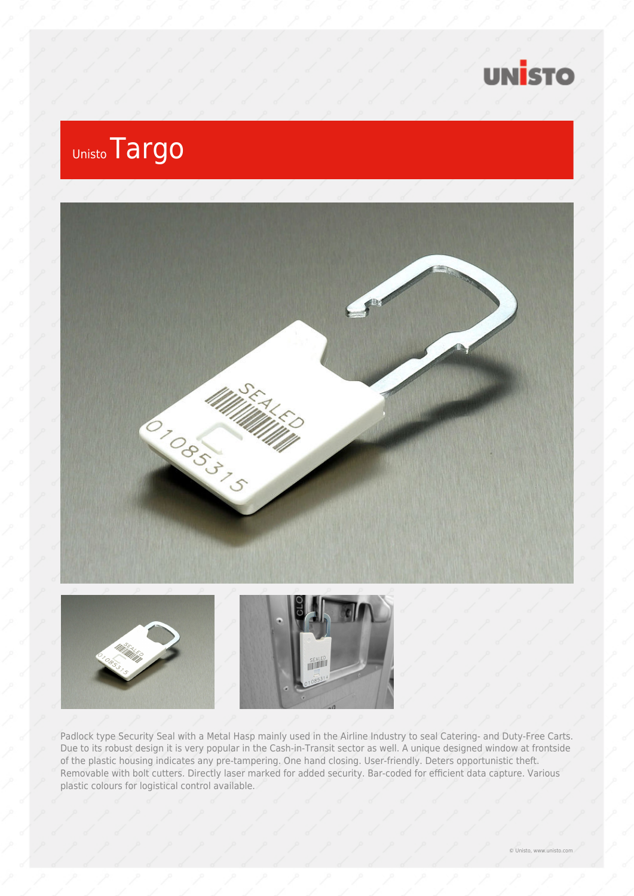# Unisto Targo

Padlock type Security Seal with a Metal Hasp mainly used in the Airline Industry to seal Catering- and Duty-Free Carts. Due to its robust design it is very popular in the Cash-in-Transit sector as well. A unique designed window at frontside of the plastic housing indicates any pre-tampering. One hand closing. User-friendly. Deters opportunistic theft. Removable with bolt cutters. Directly laser marked for added security. Bar-coded for efficient data capture. Various plastic colours for logistical control available.

© Unisto, www.unisto.com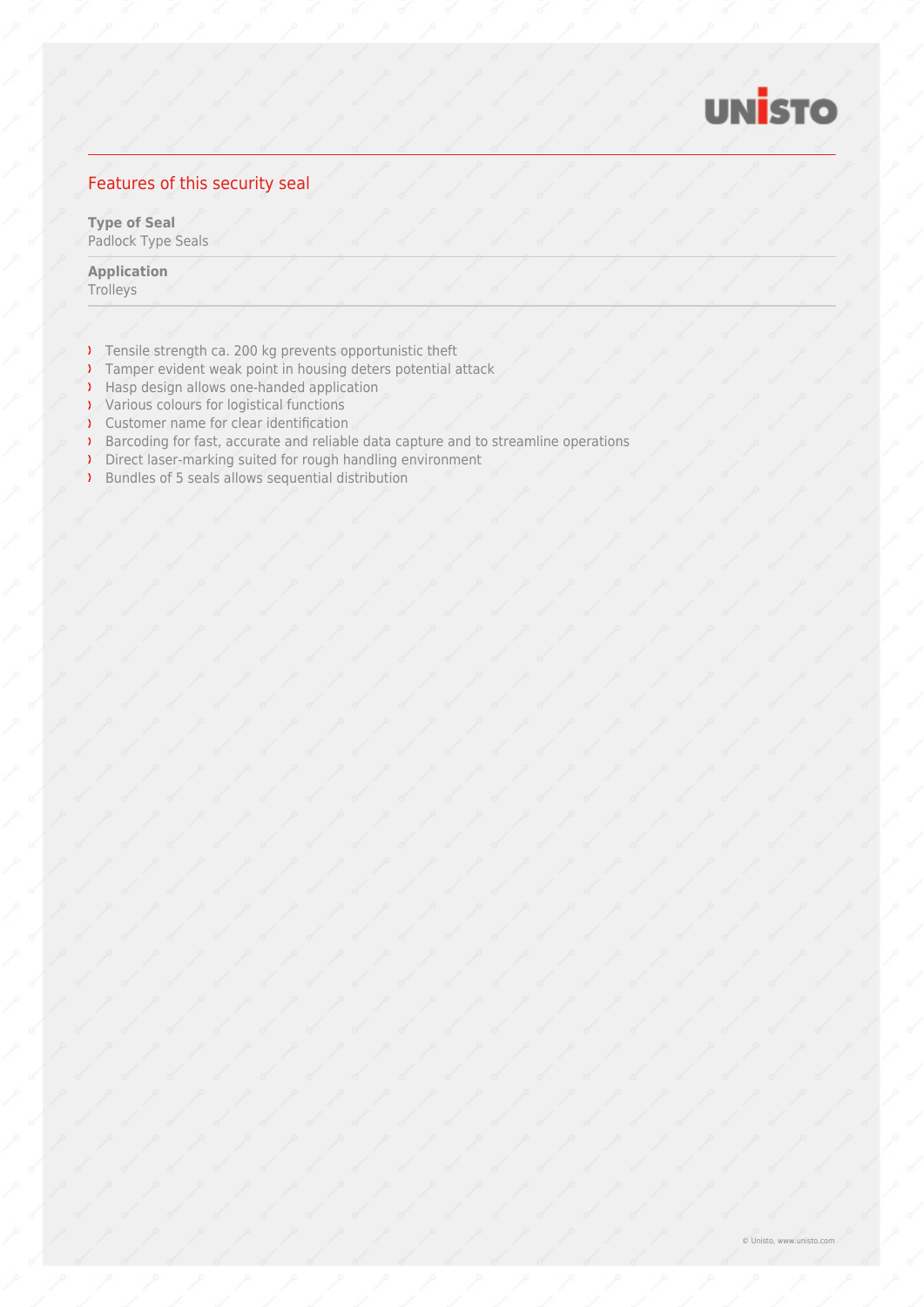## Features of this security seal

**Type of Seal**
Padlock Type Seals

**Application**
Trolleys

- Tensile strength ca. 200 kg prevents opportunistic theft
- Tamper evident weak point in housing deters potential attack
- Hasp design allows one-handed application
- Various colours for logistical functions
- Customer name for clear identification
- Barcoding for fast, accurate and reliable data capture and to streamline operations
- Direct laser-marking suited for rough handling environment
- Bundles of 5 seals allows sequential distribution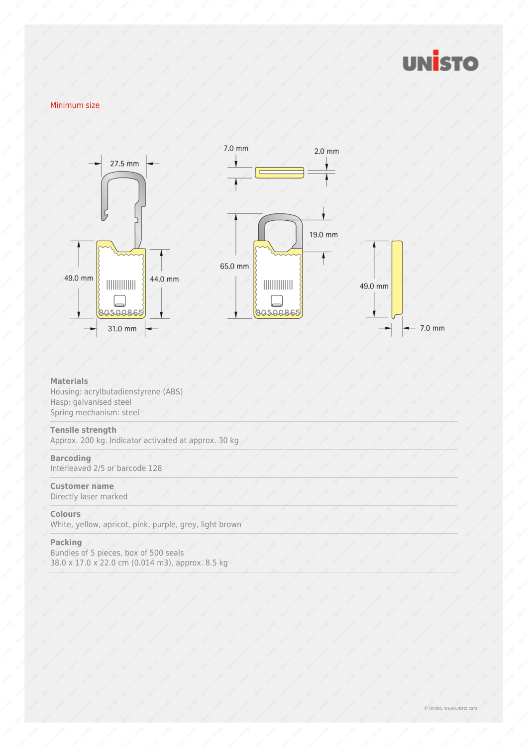Minimum size

27.5 mm

49.0 mm

44.0 mm

31.0 mm

7.0 mm

2.0 mm

19.0 mm

65.0 mm

49.0 mm

7.0 mm

80500865

**Materials**
Housing: acrylbutadienstyrene (ABS)
Hasp: galvanised steel
Spring mechanism: steel

**Tensile strength**
Approx. 200 kg. Indicator activated at approx. 30 kg

**Barcoding**
Interleaved 2/5 or barcode 128

**Customer name**
Directly laser marked

**Colours**
White, yellow, apricot, pink, purple, grey, light brown

**Packing**
Bundles of 5 pieces, box of 500 seals
38.0 x 17.0 x 22.0 cm (0.014 m3), approx. 8.5 kg

© Unisto, www.unisto.com